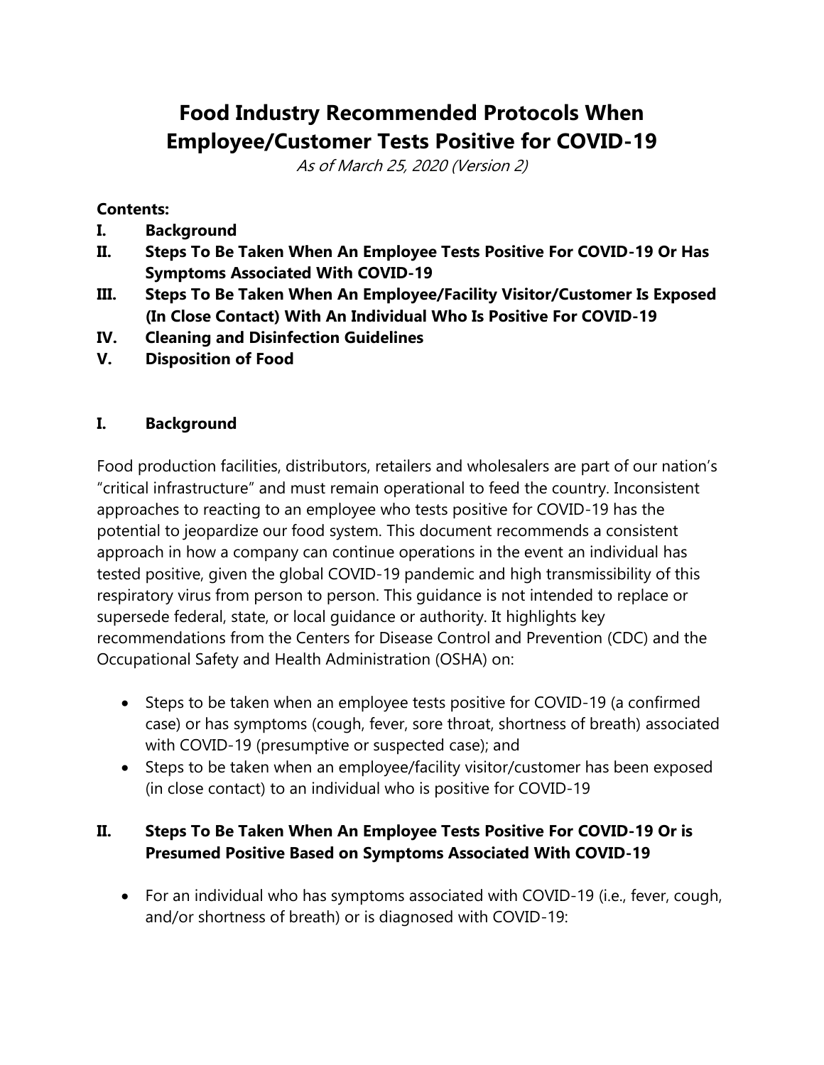# Food Industry Recommended Protocols When Employee/Customer Tests Positive for COVID-19

*As of March 25, 2020 (Version 2)*

**Contents:**

- **I. Background**
- **II. Steps To Be Taken When An Employee Tests Positive For COVID-19 Or Has Symptoms Associated With COVID-19**
- **III. Steps To Be Taken When An Employee/Facility Visitor/Customer Is Exposed (In Close Contact) With An Individual Who Is Positive For COVID-19**
- **IV. Cleaning and Disinfection Guidelines**
- **V. Disposition of Food**

## I. Background

Food production facilities, distributors, retailers and wholesalers are part of our nation's "critical infrastructure" and must remain operational to feed the country. Inconsistent approaches to reacting to an employee who tests positive for COVID-19 has the potential to jeopardize our food system. This document recommends a consistent approach in how a company can continue operations in the event an individual has tested positive, given the global COVID-19 pandemic and high transmissibility of this respiratory virus from person to person. This guidance is not intended to replace or supersede federal, state, or local guidance or authority. It highlights key recommendations from the Centers for Disease Control and Prevention (CDC) and the Occupational Safety and Health Administration (OSHA) on:

- Steps to be taken when an employee tests positive for COVID-19 (a confirmed case) or has symptoms (cough, fever, sore throat, shortness of breath) associated with COVID-19 (presumptive or suspected case); and
- Steps to be taken when an employee/facility visitor/customer has been exposed (in close contact) to an individual who is positive for COVID-19

## II. Steps To Be Taken When An Employee Tests Positive For COVID-19 Or is Presumed Positive Based on Symptoms Associated With COVID-19

- For an individual who has symptoms associated with COVID-19 (i.e., fever, cough, and/or shortness of breath) or is diagnosed with COVID-19: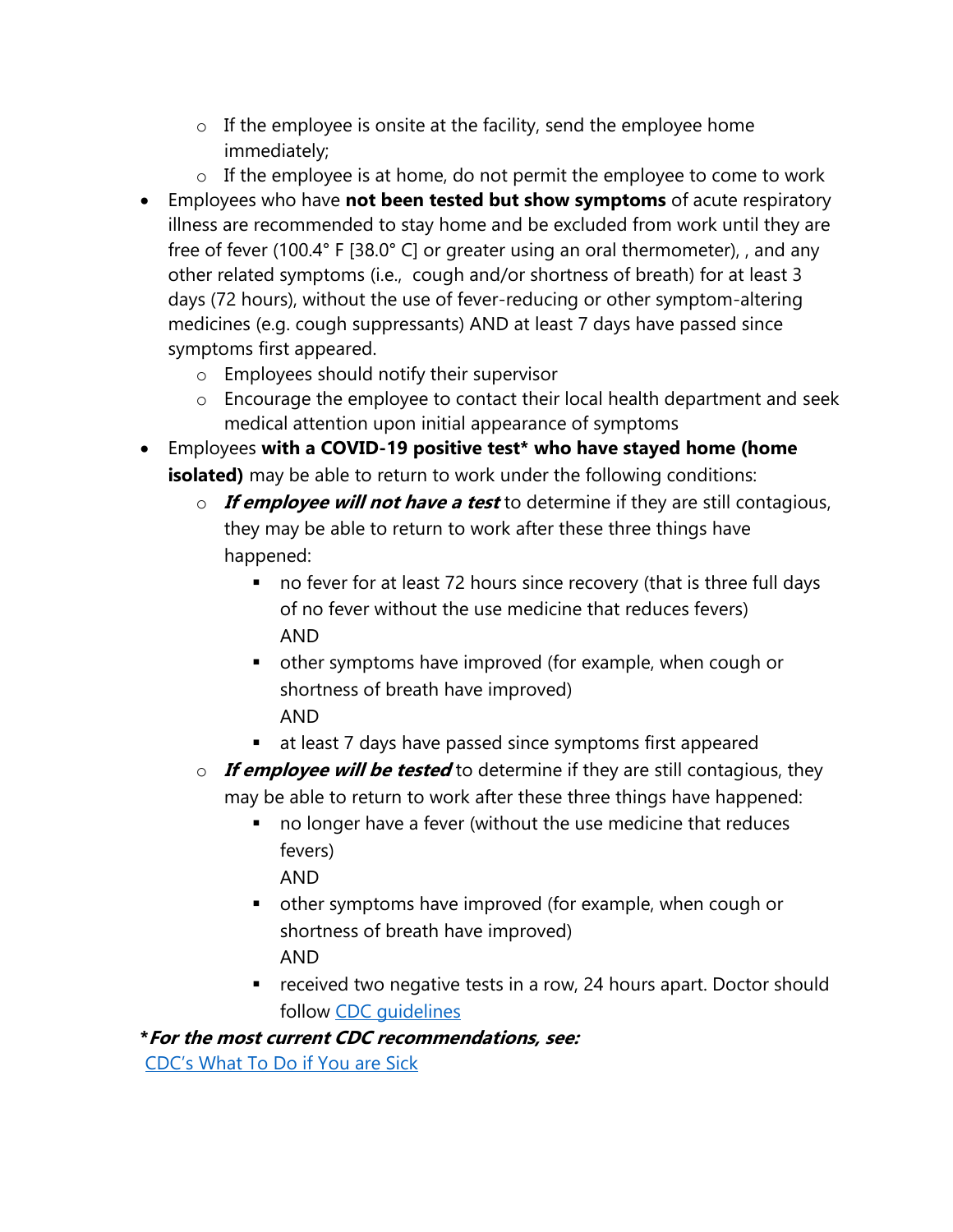- If the employee is onsite at the facility, send the employee home immediately;
    - If the employee is at home, do not permit the employee to come to work
- Employees who have **not been tested but show symptoms** of acute respiratory illness are recommended to stay home and be excluded from work until they are free of fever (100.4° F [38.0° C] or greater using an oral thermometer), , and any other related symptoms (i.e., cough and/or shortness of breath) for at least 3 days (72 hours), without the use of fever-reducing or other symptom-altering medicines (e.g. cough suppressants) AND at least 7 days have passed since symptoms first appeared.
    - Employees should notify their supervisor
    - Encourage the employee to contact their local health department and seek medical attention upon initial appearance of symptoms
- Employees **with a COVID-19 positive test* who have stayed home (home isolated)** may be able to return to work under the following conditions:
    - ***If employee will not have a test*** to determine if they are still contagious, they may be able to return to work after these three things have happened:
        - no fever for at least 72 hours since recovery (that is three full days of no fever without the use medicine that reduces fevers)
          AND
        - other symptoms have improved (for example, when cough or shortness of breath have improved)
          AND
        - at least 7 days have passed since symptoms first appeared
    - ***If employee will be tested*** to determine if they are still contagious, they may be able to return to work after these three things have happened:
        - no longer have a fever (without the use medicine that reduces fevers)
          AND
        - other symptoms have improved (for example, when cough or shortness of breath have improved)
          AND
        - received two negative tests in a row, 24 hours apart. Doctor should follow [CDC guidelines]()

***For the most current CDC recommendations, see:***
[CDC's What To Do if You are Sick]()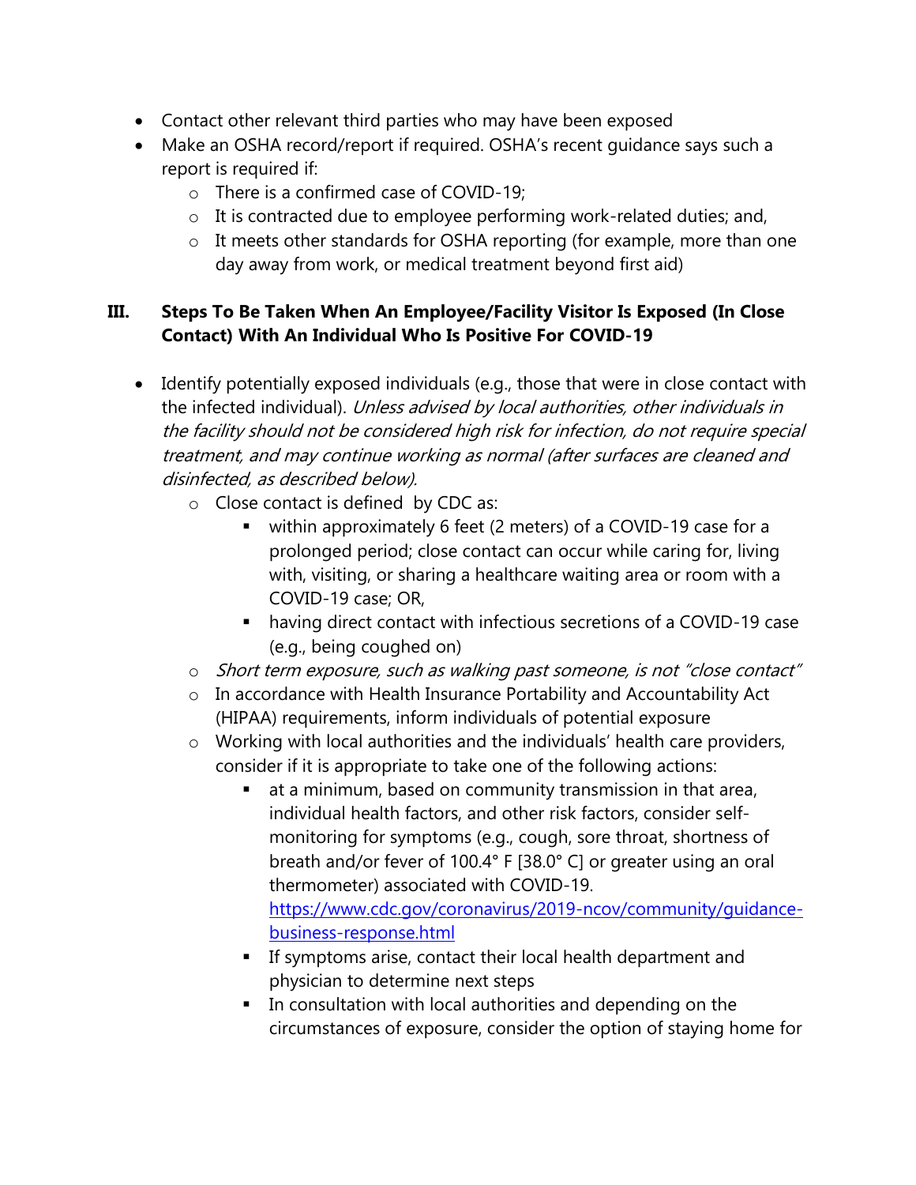- Contact other relevant third parties who may have been exposed
- Make an OSHA record/report if required. OSHA's recent guidance says such a report is required if:
  - There is a confirmed case of COVID-19;
  - It is contracted due to employee performing work-related duties; and,
  - It meets other standards for OSHA reporting (for example, more than one day away from work, or medical treatment beyond first aid)

## III. Steps To Be Taken When An Employee/Facility Visitor Is Exposed (In Close Contact) With An Individual Who Is Positive For COVID-19

- Identify potentially exposed individuals (e.g., those that were in close contact with the infected individual). *Unless advised by local authorities, other individuals in the facility should not be considered high risk for infection, do not require special treatment, and may continue working as normal (after surfaces are cleaned and disinfected, as described below).*
  - Close contact is defined by CDC as:
    - within approximately 6 feet (2 meters) of a COVID-19 case for a prolonged period; close contact can occur while caring for, living with, visiting, or sharing a healthcare waiting area or room with a COVID-19 case; OR,
    - having direct contact with infectious secretions of a COVID-19 case (e.g., being coughed on)
  - *Short term exposure, such as walking past someone, is not "close contact"*
  - In accordance with Health Insurance Portability and Accountability Act (HIPAA) requirements, inform individuals of potential exposure
  - Working with local authorities and the individuals' health care providers, consider if it is appropriate to take one of the following actions:
    - at a minimum, based on community transmission in that area, individual health factors, and other risk factors, consider self-monitoring for symptoms (e.g., cough, sore throat, shortness of breath and/or fever of 100.4° F [38.0° C] or greater using an oral thermometer) associated with COVID-19. [https://www.cdc.gov/coronavirus/2019-ncov/community/guidance-business-response.html](https://www.cdc.gov/coronavirus/2019-ncov/community/guidance-business-response.html)
    - If symptoms arise, contact their local health department and physician to determine next steps
    - In consultation with local authorities and depending on the circumstances of exposure, consider the option of staying home for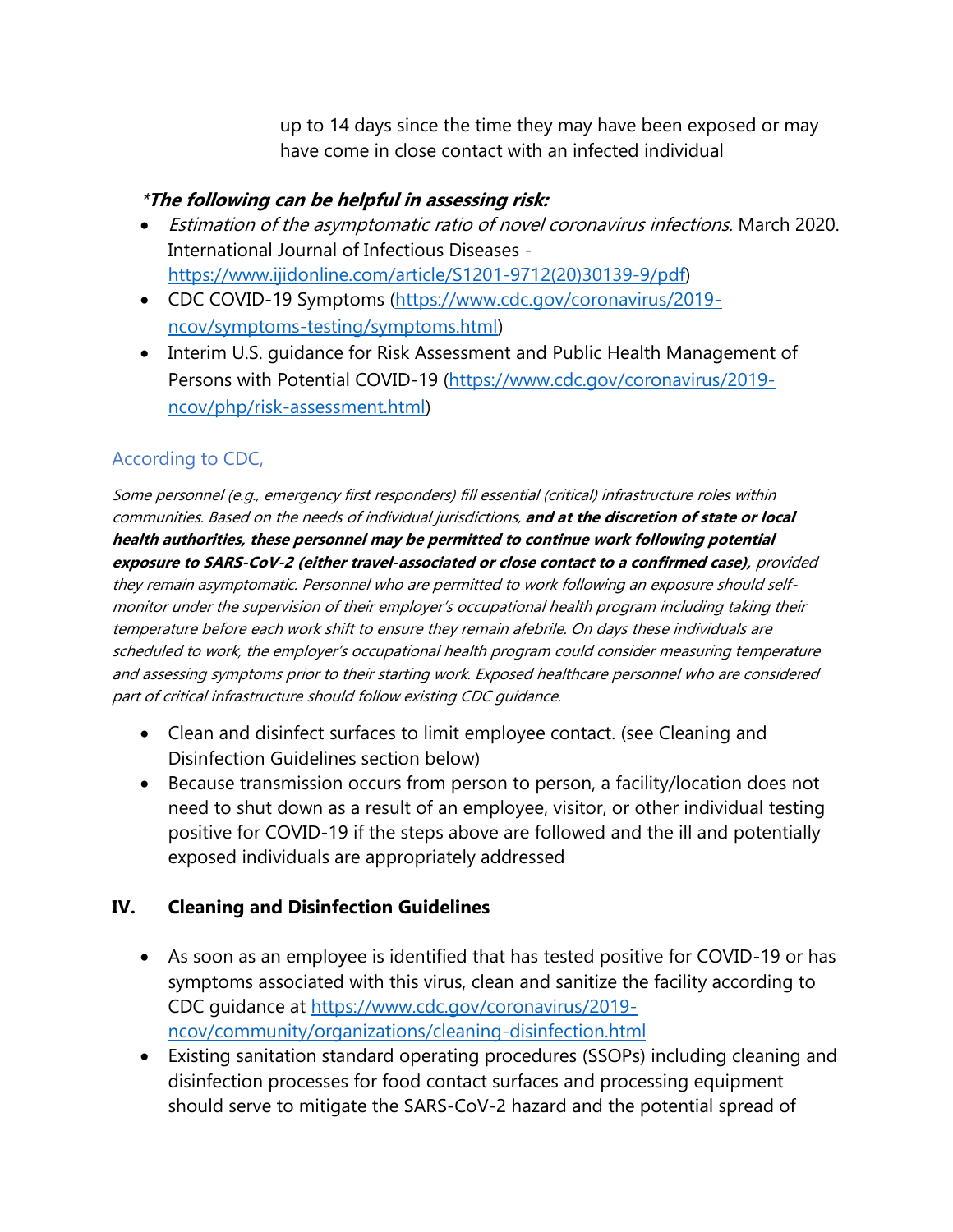up to 14 days since the time they may have been exposed or may have come in close contact with an infected individual

**\*The following can be helpful in assessing risk:**

- *Estimation of the asymptomatic ratio of novel coronavirus infections*. March 2020. International Journal of Infectious Diseases - https://www.ijidonline.com/article/S1201-9712(20)30139-9/pdf)
- CDC COVID-19 Symptoms (https://www.cdc.gov/coronavirus/2019-ncov/symptoms-testing/symptoms.html)
- Interim U.S. guidance for Risk Assessment and Public Health Management of Persons with Potential COVID-19 (https://www.cdc.gov/coronavirus/2019-ncov/php/risk-assessment.html)

According to CDC,

*Some personnel (e.g., emergency first responders) fill essential (critical) infrastructure roles within communities. Based on the needs of individual jurisdictions,* ***and at the discretion of state or local health authorities, these personnel may be permitted to continue work following potential exposure to SARS-CoV-2 (either travel-associated or close contact to a confirmed case),*** *provided they remain asymptomatic. Personnel who are permitted to work following an exposure should self-monitor under the supervision of their employer's occupational health program including taking their temperature before each work shift to ensure they remain afebrile. On days these individuals are scheduled to work, the employer's occupational health program could consider measuring temperature and assessing symptoms prior to their starting work. Exposed healthcare personnel who are considered part of critical infrastructure should follow existing CDC guidance.*

- Clean and disinfect surfaces to limit employee contact. (see Cleaning and Disinfection Guidelines section below)
- Because transmission occurs from person to person, a facility/location does not need to shut down as a result of an employee, visitor, or other individual testing positive for COVID-19 if the steps above are followed and the ill and potentially exposed individuals are appropriately addressed

## IV. Cleaning and Disinfection Guidelines

- As soon as an employee is identified that has tested positive for COVID-19 or has symptoms associated with this virus, clean and sanitize the facility according to CDC guidance at https://www.cdc.gov/coronavirus/2019-ncov/community/organizations/cleaning-disinfection.html
- Existing sanitation standard operating procedures (SSOPs) including cleaning and disinfection processes for food contact surfaces and processing equipment should serve to mitigate the SARS-CoV-2 hazard and the potential spread of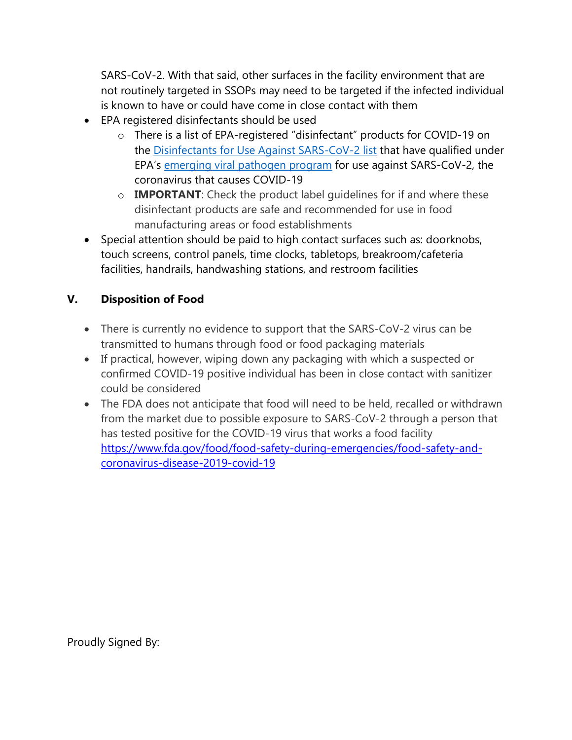SARS-CoV-2. With that said, other surfaces in the facility environment that are not routinely targeted in SSOPs may need to be targeted if the infected individual is known to have or could have come in close contact with them

- EPA registered disinfectants should be used
  - There is a list of EPA-registered "disinfectant" products for COVID-19 on the [Disinfectants for Use Against SARS-CoV-2 list]() that have qualified under EPA's [emerging viral pathogen program]() for use against SARS-CoV-2, the coronavirus that causes COVID-19
  - **IMPORTANT**: Check the product label guidelines for if and where these disinfectant products are safe and recommended for use in food manufacturing areas or food establishments
- Special attention should be paid to high contact surfaces such as: doorknobs, touch screens, control panels, time clocks, tabletops, breakroom/cafeteria facilities, handrails, handwashing stations, and restroom facilities

## V. Disposition of Food

- There is currently no evidence to support that the SARS-CoV-2 virus can be transmitted to humans through food or food packaging materials
- If practical, however, wiping down any packaging with which a suspected or confirmed COVID-19 positive individual has been in close contact with sanitizer could be considered
- The FDA does not anticipate that food will need to be held, recalled or withdrawn from the market due to possible exposure to SARS-CoV-2 through a person that has tested positive for the COVID-19 virus that works a food facility https://www.fda.gov/food/food-safety-during-emergencies/food-safety-and-coronavirus-disease-2019-covid-19

Proudly Signed By: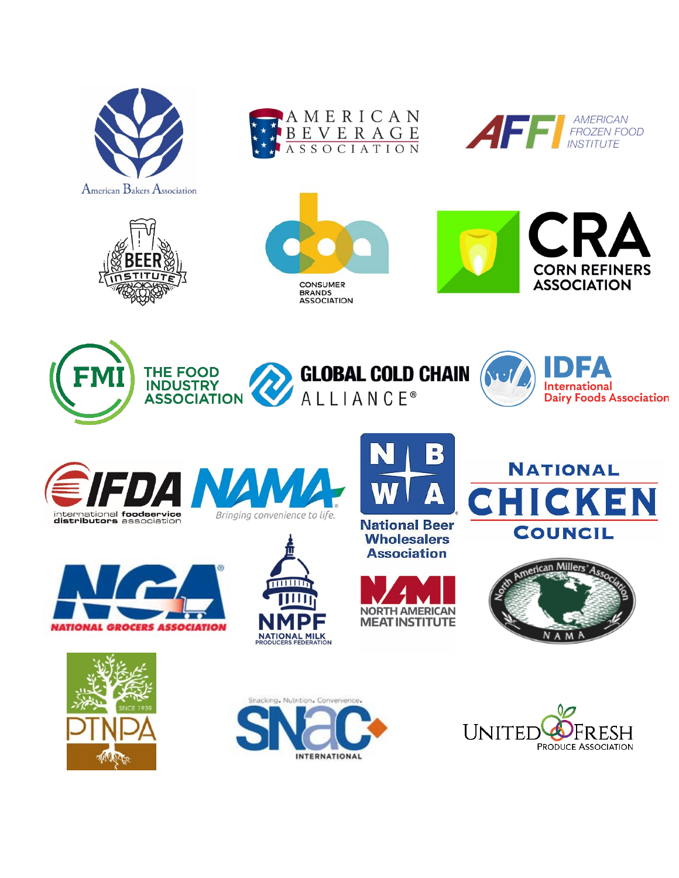American Bakers Association

AMERICAN BEVERAGE ASSOCIATION

AFFI AMERICAN FROZEN FOOD INSTITUTE

BEER INSTITUTE

CONSUMER BRANDS ASSOCIATION

CRA CORN REFINERS ASSOCIATION

FMI THE FOOD INDUSTRY ASSOCIATION

GLOBAL COLD CHAIN ALLIANCE®

IDFA International Dairy Foods Association

IFDA international foodservice distributors association

NAMA Bringing convenience to life.

NBWA National Beer Wholesalers Association

NATIONAL CHICKEN COUNCIL

NGA NATIONAL GROCERS ASSOCIATION

NMPF NATIONAL MILK PRODUCERS FEDERATION

NAMI NORTH AMERICAN MEAT INSTITUTE

North American Millers' Association NAMA

PTNPA SINCE 1939

Snacking. Nutrition. Convenience. SNAC INTERNATIONAL

UNITED FRESH PRODUCE ASSOCIATION